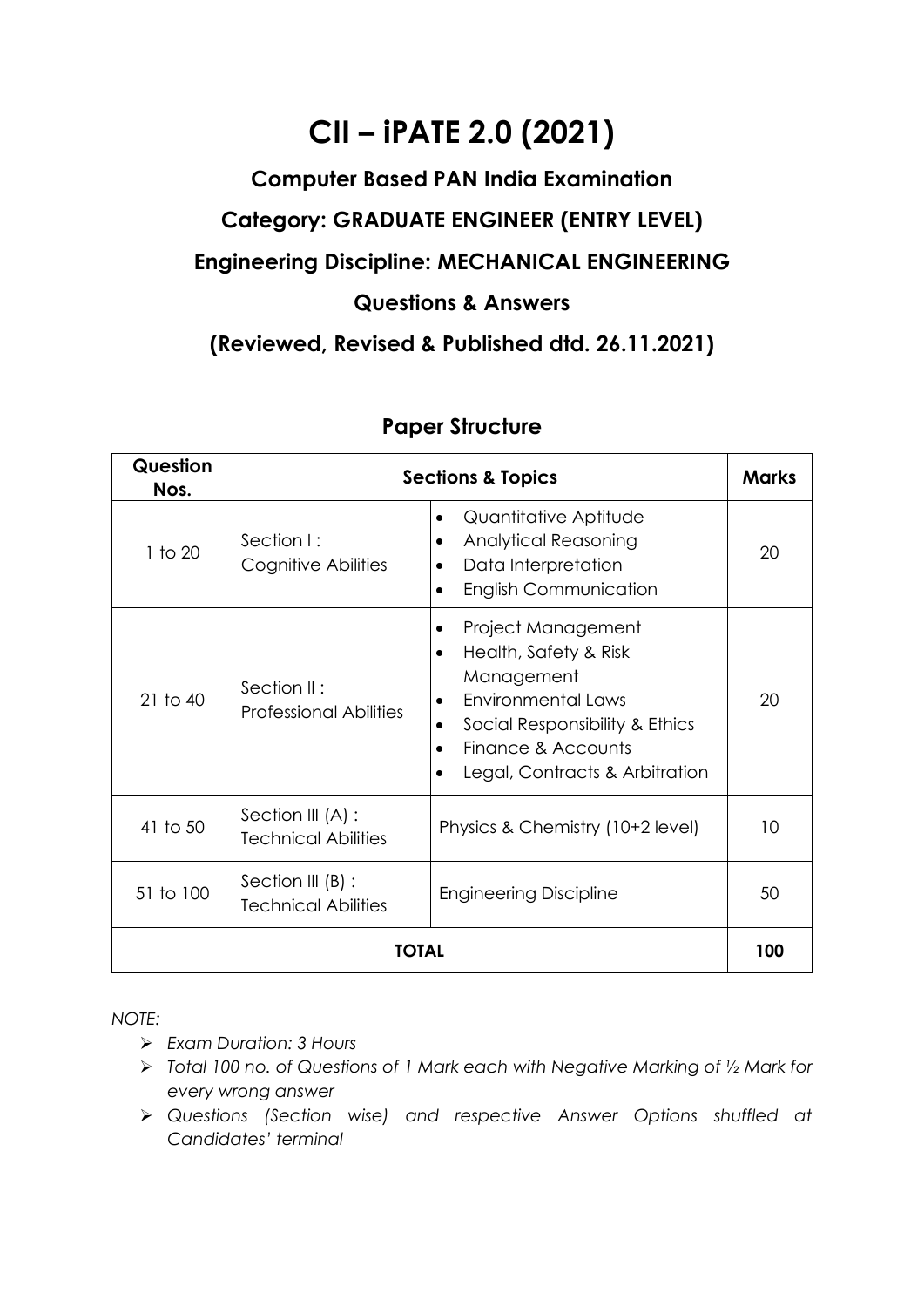# CII – iPATE 2.0 (2021)

## Computer Based PAN India Examination

## Category: GRADUATE ENGINEER (ENTRY LEVEL)

## Engineering Discipline: MECHANICAL ENGINEERING

## Questions & Answers

## (Reviewed, Revised & Published dtd. 26.11.2021)

### Paper Structure

| Question Nos. | Sections & Topics | | Marks |
|---|---|---|---|
| 1 to 20 | Section I : Cognitive Abilities | • Quantitative Aptitude<br>• Analytical Reasoning<br>• Data Interpretation<br>• English Communication | 20 |
| 21 to 40 | Section II : Professional Abilities | • Project Management<br>• Health, Safety & Risk Management<br>• Environmental Laws<br>• Social Responsibility & Ethics<br>• Finance & Accounts<br>• Legal, Contracts & Arbitration | 20 |
| 41 to 50 | Section III (A) : Technical Abilities | Physics & Chemistry (10+2 level) | 10 |
| 51 to 100 | Section III (B) : Technical Abilities | Engineering Discipline | 50 |
| **TOTAL** | | | **100** |

*NOTE:*

- *Exam Duration: 3 Hours*
- *Total 100 no. of Questions of 1 Mark each with Negative Marking of ½ Mark for every wrong answer*
- *Questions (Section wise) and respective Answer Options shuffled at Candidates' terminal*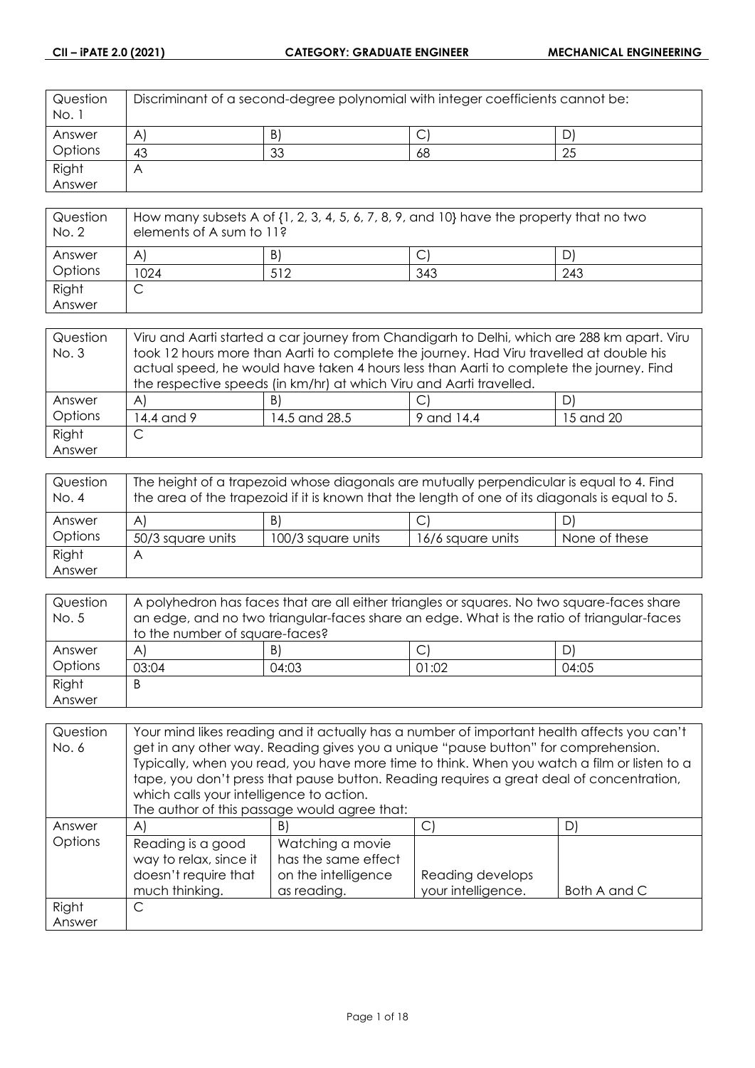| Question No. 1 | Discriminant of a second-degree polynomial with integer coefficients cannot be: | | | |
|---|---|---|---|---|
| Answer Options | A) | B) | C) | D) |
| | 43 | 33 | 68 | 25 |
| Right Answer | A | | | |

| Question No. 2 | How many subsets A of {1, 2, 3, 4, 5, 6, 7, 8, 9, and 10} have the property that no two elements of A sum to 11? | | | |
|---|---|---|---|---|
| Answer Options | A) | B) | C) | D) |
| | 1024 | 512 | 343 | 243 |
| Right Answer | C | | | |

| Question No. 3 | Viru and Aarti started a car journey from Chandigarh to Delhi, which are 288 km apart. Viru took 12 hours more than Aarti to complete the journey. Had Viru travelled at double his actual speed, he would have taken 4 hours less than Aarti to complete the journey. Find the respective speeds (in km/hr) at which Viru and Aarti travelled. | | | |
|---|---|---|---|---|
| Answer Options | A) | B) | C) | D) |
| | 14.4 and 9 | 14.5 and 28.5 | 9 and 14.4 | 15 and 20 |
| Right Answer | C | | | |

| Question No. 4 | The height of a trapezoid whose diagonals are mutually perpendicular is equal to 4. Find the area of the trapezoid if it is known that the length of one of its diagonals is equal to 5. | | | |
|---|---|---|---|---|
| Answer Options | A) | B) | C) | D) |
| | 50/3 square units | 100/3 square units | 16/6 square units | None of these |
| Right Answer | A | | | |

| Question No. 5 | A polyhedron has faces that are all either triangles or squares. No two square-faces share an edge, and no two triangular-faces share an edge. What is the ratio of triangular-faces to the number of square-faces? | | | |
|---|---|---|---|---|
| Answer Options | A) | B) | C) | D) |
| | 03:04 | 04:03 | 01:02 | 04:05 |
| Right Answer | B | | | |

| Question No. 6 | Your mind likes reading and it actually has a number of important health affects you can't get in any other way. Reading gives you a unique "pause button" for comprehension. Typically, when you read, you have more time to think. When you watch a film or listen to a tape, you don't press that pause button. Reading requires a great deal of concentration, which calls your intelligence to action. The author of this passage would agree that: | | | |
|---|---|---|---|---|
| Answer Options | A) | B) | C) | D) |
| | Reading is a good way to relax, since it doesn't require that much thinking. | Watching a movie has the same effect on the intelligence as reading. | Reading develops your intelligence. | Both A and C |
| Right Answer | C | | | |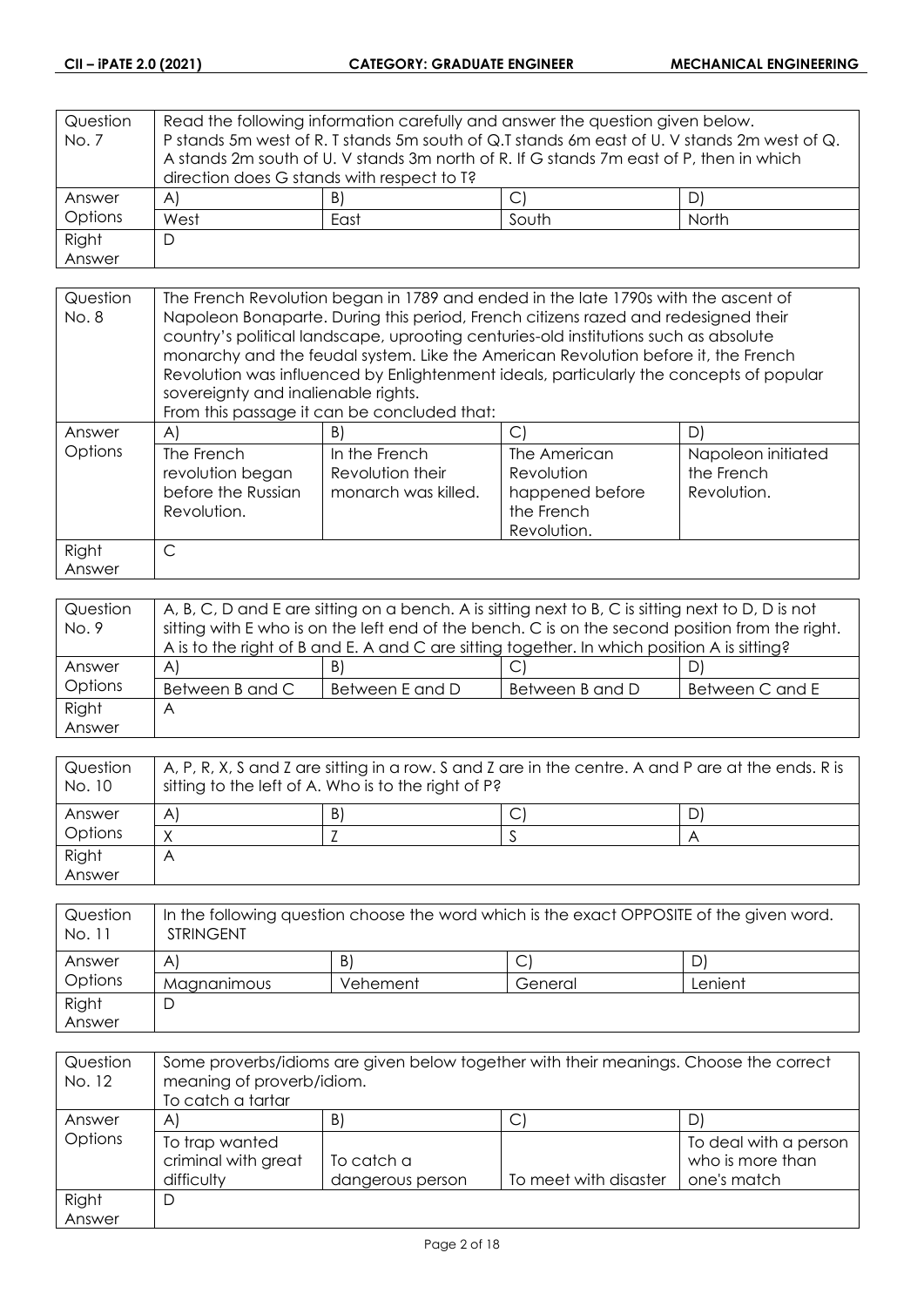| Question No. 7 | Read the following information carefully and answer the question given below. P stands 5m west of R. T stands 5m south of Q.T stands 6m east of U. V stands 2m west of Q. A stands 2m south of U. V stands 3m north of R. If G stands 7m east of P, then in which direction does G stands with respect to T? | | | |
|---|---|---|---|---|
| Answer Options | A) | B) | C) | D) |
| | West | East | South | North |
| Right Answer | D | | | |

| Question No. 8 | The French Revolution began in 1789 and ended in the late 1790s with the ascent of Napoleon Bonaparte. During this period, French citizens razed and redesigned their country's political landscape, uprooting centuries-old institutions such as absolute monarchy and the feudal system. Like the American Revolution before it, the French Revolution was influenced by Enlightenment ideals, particularly the concepts of popular sovereignty and inalienable rights. From this passage it can be concluded that: | | | |
|---|---|---|---|---|
| Answer Options | A) | B) | C) | D) |
| | The French revolution began before the Russian Revolution. | In the French Revolution their monarch was killed. | The American Revolution happened before the French Revolution. | Napoleon initiated the French Revolution. |
| Right Answer | C | | | |

| Question No. 9 | A, B, C, D and E are sitting on a bench. A is sitting next to B, C is sitting next to D, D is not sitting with E who is on the left end of the bench. C is on the second position from the right. A is to the right of B and E. A and C are sitting together. In which position A is sitting? | | | |
|---|---|---|---|---|
| Answer Options | A) | B) | C) | D) |
| | Between B and C | Between E and D | Between B and D | Between C and E |
| Right Answer | A | | | |

| Question No. 10 | A, P, R, X, S and Z are sitting in a row. S and Z are in the centre. A and P are at the ends. R is sitting to the left of A. Who is to the right of P? | | | |
|---|---|---|---|---|
| Answer Options | A) | B) | C) | D) |
| | X | Z | S | A |
| Right Answer | A | | | |

| Question No. 11 | In the following question choose the word which is the exact OPPOSITE of the given word. STRINGENT | | | |
|---|---|---|---|---|
| Answer Options | A) | B) | C) | D) |
| | Magnanimous | Vehement | General | Lenient |
| Right Answer | D | | | |

| Question No. 12 | Some proverbs/idioms are given below together with their meanings. Choose the correct meaning of proverb/idiom. To catch a tartar | | | |
|---|---|---|---|---|
| Answer Options | A) | B) | C) | D) |
| | To trap wanted criminal with great difficulty | To catch a dangerous person | To meet with disaster | To deal with a person who is more than one's match |
| Right Answer | D | | | |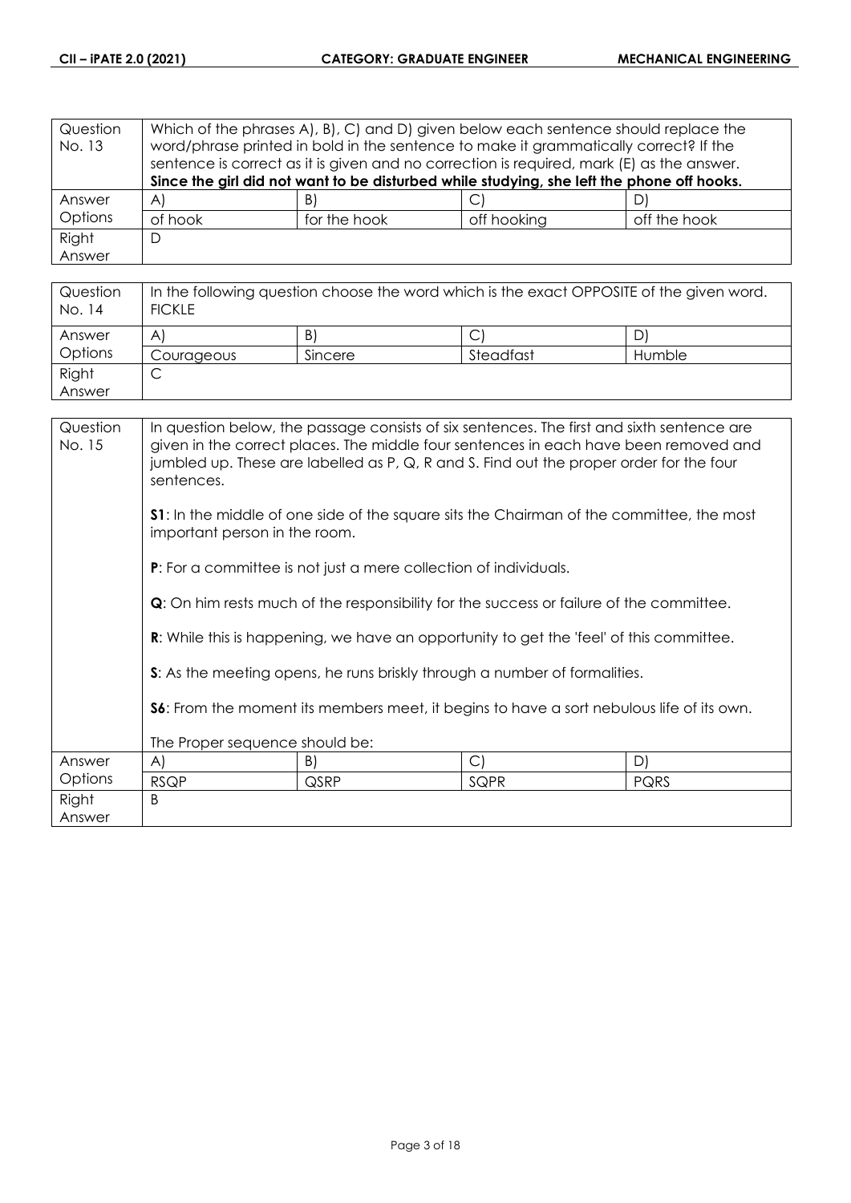| Question No. 13 | Which of the phrases A), B), C) and D) given below each sentence should replace the word/phrase printed in bold in the sentence to make it grammatically correct? If the sentence is correct as it is given and no correction is required, mark (E) as the answer. **Since the girl did not want to be disturbed while studying, she left the phone off hooks.** | | | |
|---|---|---|---|---|
| Answer Options | A) | B) | C) | D) |
| | of hook | for the hook | off hooking | off the hook |
| Right Answer | D | | | |

| Question No. 14 | In the following question choose the word which is the exact OPPOSITE of the given word. FICKLE | | | |
|---|---|---|---|---|
| Answer Options | A) | B) | C) | D) |
| | Courageous | Sincere | Steadfast | Humble |
| Right Answer | C | | | |

| Question No. 15 | In question below, the passage consists of six sentences. The first and sixth sentence are given in the correct places. The middle four sentences in each have been removed and jumbled up. These are labelled as P, Q, R and S. Find out the proper order for the four sentences.<br><br>**S1**: In the middle of one side of the square sits the Chairman of the committee, the most important person in the room.<br><br>**P**: For a committee is not just a mere collection of individuals.<br><br>**Q**: On him rests much of the responsibility for the success or failure of the committee.<br><br>**R**: While this is happening, we have an opportunity to get the 'feel' of this committee.<br><br>**S**: As the meeting opens, he runs briskly through a number of formalities.<br><br>**S6**: From the moment its members meet, it begins to have a sort nebulous life of its own.<br><br>The Proper sequence should be: | | | |
|---|---|---|---|---|
| Answer Options | A) | B) | C) | D) |
| | RSQP | QSRP | SQPR | PQRS |
| Right Answer | B | | | |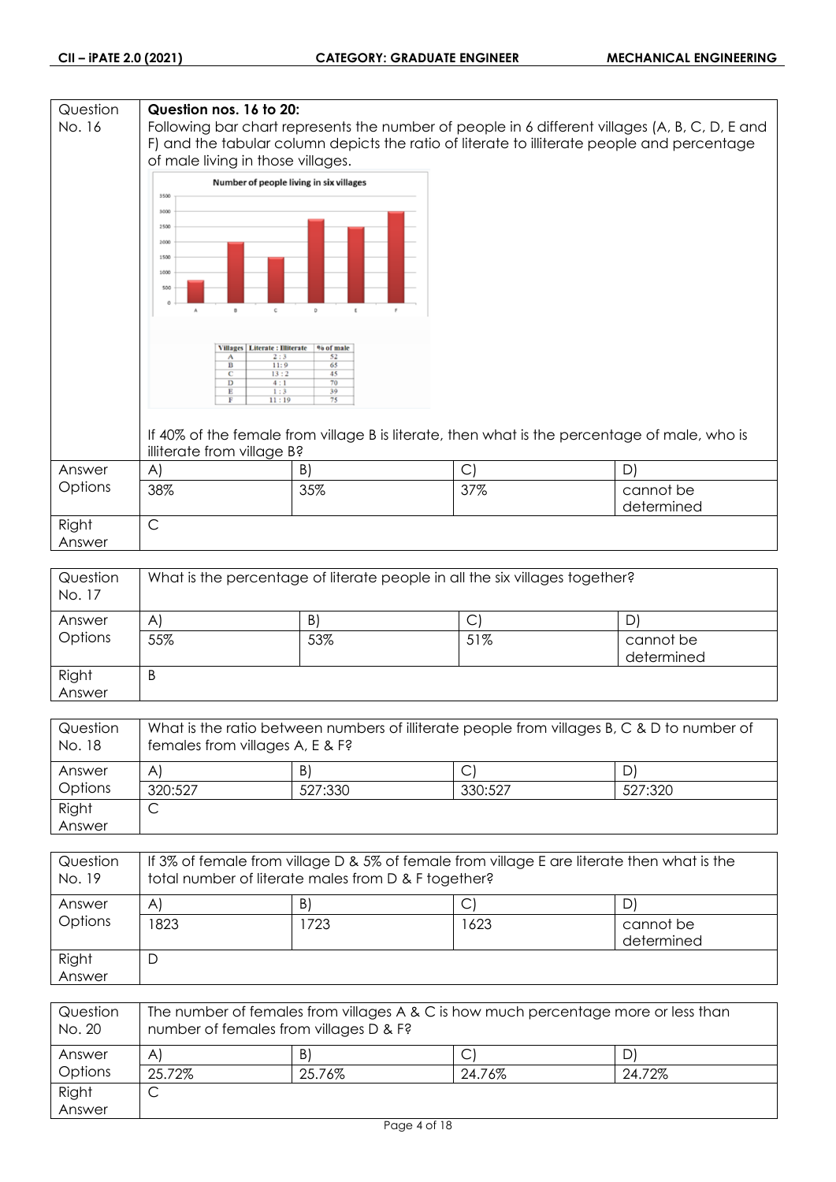| Question No. 16 | **Question nos. 16 to 20:** Following bar chart represents the number of people in 6 different villages (A, B, C, D, E and F) and the tabular column depicts the ratio of literate to illiterate people and percentage of male living in those villages. | | |
|---|---|---|---|

**Number of people living in six villages**

| Villages | Literate : Illiterate | % of male |
|---|---|---|
| A | 2 : 3 | 52 |
| B | 11 : 9 | 65 |
| C | 13 : 2 | 45 |
| D | 4 : 1 | 70 |
| E | 1 : 3 | 39 |
| F | 11 : 19 | 75 |

If 40% of the female from village B is literate, then what is the percentage of male, who is illiterate from village B?

| Answer Options | A) | B) | C) | D) |
|---|---|---|---|---|
| | 38% | 35% | 37% | cannot be determined |
| Right Answer | C | | | |

| Question No. 17 | What is the percentage of literate people in all the six villages together? | | | |
|---|---|---|---|---|
| Answer Options | A) | B) | C) | D) |
| | 55% | 53% | 51% | cannot be determined |
| Right Answer | B | | | |

| Question No. 18 | What is the ratio between numbers of illiterate people from villages B, C & D to number of females from villages A, E & F? | | | |
|---|---|---|---|---|
| Answer Options | A) | B) | C) | D) |
| | 320:527 | 527:330 | 330:527 | 527:320 |
| Right Answer | C | | | |

| Question No. 19 | If 3% of female from village D & 5% of female from village E are literate then what is the total number of literate males from D & F together? | | | |
|---|---|---|---|---|
| Answer Options | A) | B) | C) | D) |
| | 1823 | 1723 | 1623 | cannot be determined |
| Right Answer | D | | | |

| Question No. 20 | The number of females from villages A & C is how much percentage more or less than number of females from villages D & F? | | | |
|---|---|---|---|---|
| Answer Options | A) | B) | C) | D) |
| | 25.72% | 25.76% | 24.76% | 24.72% |
| Right Answer | C | | | |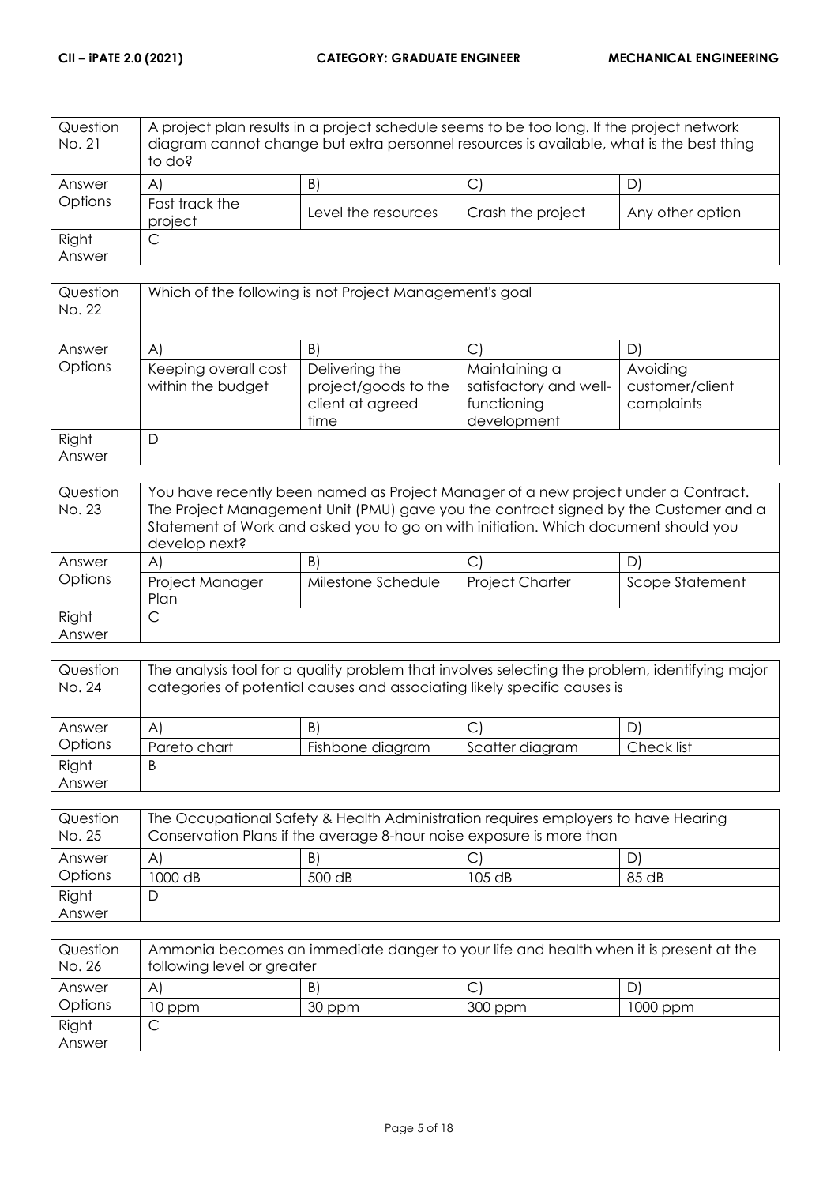| Question No. 21 | A project plan results in a project schedule seems to be too long. If the project network diagram cannot change but extra personnel resources is available, what is the best thing to do? | | | |
|---|---|---|---|---|
| Answer Options | A) | B) | C) | D) |
| | Fast track the project | Level the resources | Crash the project | Any other option |
| Right Answer | C | | | |

| Question No. 22 | Which of the following is not Project Management's goal | | | |
|---|---|---|---|---|
| Answer Options | A) | B) | C) | D) |
| | Keeping overall cost within the budget | Delivering the project/goods to the client at agreed time | Maintaining a satisfactory and well-functioning development | Avoiding customer/client complaints |
| Right Answer | D | | | |

| Question No. 23 | You have recently been named as Project Manager of a new project under a Contract. The Project Management Unit (PMU) gave you the contract signed by the Customer and a Statement of Work and asked you to go on with initiation. Which document should you develop next? | | | |
|---|---|---|---|---|
| Answer Options | A) | B) | C) | D) |
| | Project Manager Plan | Milestone Schedule | Project Charter | Scope Statement |
| Right Answer | C | | | |

| Question No. 24 | The analysis tool for a quality problem that involves selecting the problem, identifying major categories of potential causes and associating likely specific causes is | | | |
|---|---|---|---|---|
| Answer Options | A) | B) | C) | D) |
| | Pareto chart | Fishbone diagram | Scatter diagram | Check list |
| Right Answer | B | | | |

| Question No. 25 | The Occupational Safety & Health Administration requires employers to have Hearing Conservation Plans if the average 8-hour noise exposure is more than | | | |
|---|---|---|---|---|
| Answer Options | A) | B) | C) | D) |
| | 1000 dB | 500 dB | 105 dB | 85 dB |
| Right Answer | D | | | |

| Question No. 26 | Ammonia becomes an immediate danger to your life and health when it is present at the following level or greater | | | |
|---|---|---|---|---|
| Answer Options | A) | B) | C) | D) |
| | 10 ppm | 30 ppm | 300 ppm | 1000 ppm |
| Right Answer | C | | | |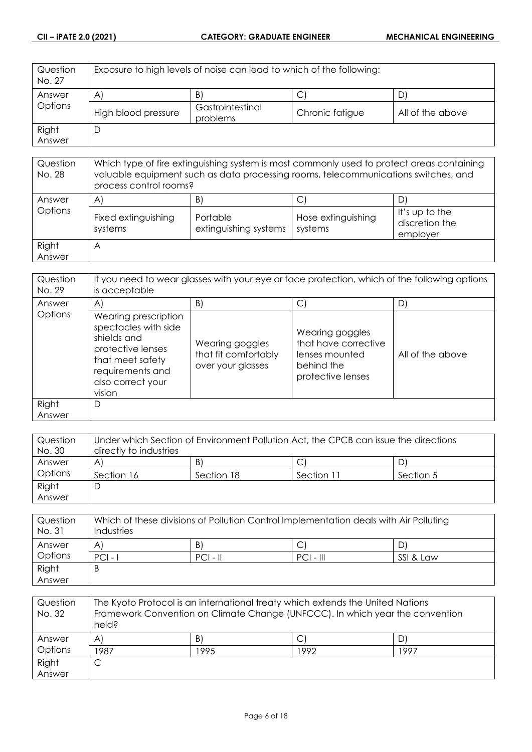| Question No. 27 | Exposure to high levels of noise can lead to which of the following: | | | |
|---|---|---|---|---|
| Answer Options | A) | B) | C) | D) |
| | High blood pressure | Gastrointestinal problems | Chronic fatigue | All of the above |
| Right Answer | D | | | |

| Question No. 28 | Which type of fire extinguishing system is most commonly used to protect areas containing valuable equipment such as data processing rooms, telecommunications switches, and process control rooms? | | | |
|---|---|---|---|---|
| Answer Options | A) | B) | C) | D) |
| | Fixed extinguishing systems | Portable extinguishing systems | Hose extinguishing systems | It's up to the discretion the employer |
| Right Answer | A | | | |

| Question No. 29 | If you need to wear glasses with your eye or face protection, which of the following options is acceptable | | | |
|---|---|---|---|---|
| Answer Options | A) | B) | C) | D) |
| | Wearing prescription spectacles with side shields and protective lenses that meet safety requirements and also correct your vision | Wearing goggles that fit comfortably over your glasses | Wearing goggles that have corrective lenses mounted behind the protective lenses | All of the above |
| Right Answer | D | | | |

| Question No. 30 | Under which Section of Environment Pollution Act, the CPCB can issue the directions directly to industries | | | |
|---|---|---|---|---|
| Answer Options | A) | B) | C) | D) |
| | Section 16 | Section 18 | Section 11 | Section 5 |
| Right Answer | D | | | |

| Question No. 31 | Which of these divisions of Pollution Control Implementation deals with Air Polluting Industries | | | |
|---|---|---|---|---|
| Answer Options | A) | B) | C) | D) |
| | PCI - I | PCI - II | PCI - III | SSI & Law |
| Right Answer | B | | | |

| Question No. 32 | The Kyoto Protocol is an international treaty which extends the United Nations Framework Convention on Climate Change (UNFCCC). In which year the convention held? | | | |
|---|---|---|---|---|
| Answer Options | A) | B) | C) | D) |
| | 1987 | 1995 | 1992 | 1997 |
| Right Answer | C | | | |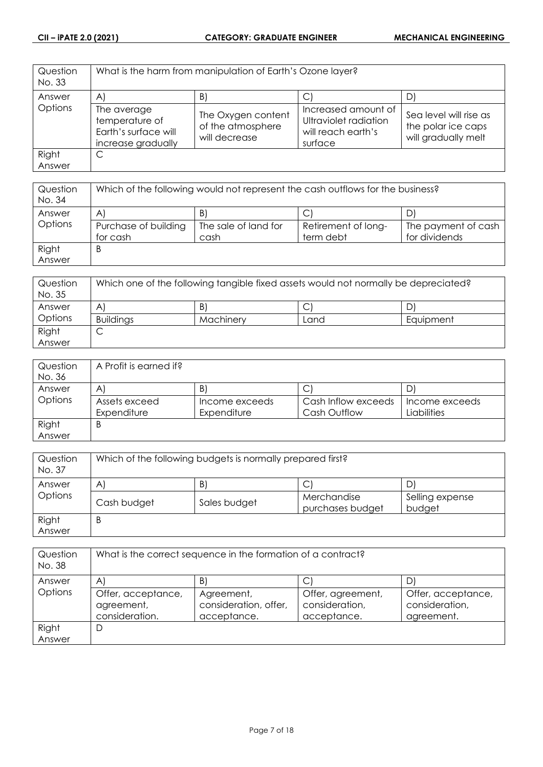| Question No. 33 | What is the harm from manipulation of Earth's Ozone layer? | | | |
|---|---|---|---|---|
| Answer Options | A) | B) | C) | D) |
| | The average temperature of Earth's surface will increase gradually | The Oxygen content of the atmosphere will decrease | Increased amount of Ultraviolet radiation will reach earth's surface | Sea level will rise as the polar ice caps will gradually melt |
| Right Answer | C | | | |

| Question No. 34 | Which of the following would not represent the cash outflows for the business? | | | |
|---|---|---|---|---|
| Answer Options | A) | B) | C) | D) |
| | Purchase of building for cash | The sale of land for cash | Retirement of long-term debt | The payment of cash for dividends |
| Right Answer | B | | | |

| Question No. 35 | Which one of the following tangible fixed assets would not normally be depreciated? | | | |
|---|---|---|---|---|
| Answer Options | A) | B) | C) | D) |
| | Buildings | Machinery | Land | Equipment |
| Right Answer | C | | | |

| Question No. 36 | A Profit is earned if? | | | |
|---|---|---|---|---|
| Answer Options | A) | B) | C) | D) |
| | Assets exceed Expenditure | Income exceeds Expenditure | Cash Inflow exceeds Cash Outflow | Income exceeds Liabilities |
| Right Answer | B | | | |

| Question No. 37 | Which of the following budgets is normally prepared first? | | | |
|---|---|---|---|---|
| Answer Options | A) | B) | C) | D) |
| | Cash budget | Sales budget | Merchandise purchases budget | Selling expense budget |
| Right Answer | B | | | |

| Question No. 38 | What is the correct sequence in the formation of a contract? | | | |
|---|---|---|---|---|
| Answer Options | A) | B) | C) | D) |
| | Offer, acceptance, agreement, consideration. | Agreement, consideration, offer, acceptance. | Offer, agreement, consideration, acceptance. | Offer, acceptance, consideration, agreement. |
| Right Answer | D | | | |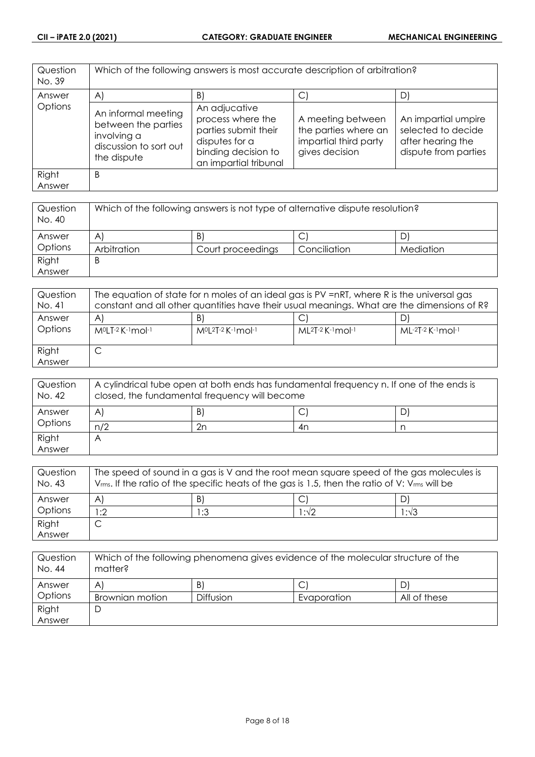| Question No. 39 | Which of the following answers is most accurate description of arbitration? | | | |
|---|---|---|---|---|
| Answer Options | A) | B) | C) | D) |
| | An informal meeting between the parties involving a discussion to sort out the dispute | An adjucative process where the parties submit their disputes for a binding decision to an impartial tribunal | A meeting between the parties where an impartial third party gives decision | An impartial umpire selected to decide after hearing the dispute from parties |
| Right Answer | B | | | |

| Question No. 40 | Which of the following answers is not type of alternative dispute resolution? | | | |
|---|---|---|---|---|
| Answer Options | A) | B) | C) | D) |
| | Arbitration | Court proceedings | Conciliation | Mediation |
| Right Answer | B | | | |

| Question No. 41 | The equation of state for n moles of an ideal gas is PV =nRT, where R is the universal gas constant and all other quantities have their usual meanings. What are the dimensions of R? | | | |
|---|---|---|---|---|
| Answer Options | A) | B) | C) | D) |
| | $M^0LT^{-2}K^{-1}mol^{-1}$ | $M^0L^2T^{-2}K^{-1}mol^{-1}$ | $ML^2T^{-2}K^{-1}mol^{-1}$ | $ML^{-2}T^{-2}K^{-1}mol^{-1}$ |
| Right Answer | C | | | |

| Question No. 42 | A cylindrical tube open at both ends has fundamental frequency n. If one of the ends is closed, the fundamental frequency will become | | | |
|---|---|---|---|---|
| Answer Options | A) | B) | C) | D) |
| | n/2 | 2n | 4n | n |
| Right Answer | A | | | |

| Question No. 43 | The speed of sound in a gas is V and the root mean square speed of the gas molecules is $V_{rms}$. If the ratio of the specific heats of the gas is 1.5, then the ratio of V: $V_{rms}$ will be | | | |
|---|---|---|---|---|
| Answer Options | A) | B) | C) | D) |
| | 1:2 | 1:3 | $1:\sqrt{2}$ | $1:\sqrt{3}$ |
| Right Answer | C | | | |

| Question No. 44 | Which of the following phenomena gives evidence of the molecular structure of the matter? | | | |
|---|---|---|---|---|
| Answer Options | A) | B) | C) | D) |
| | Brownian motion | Diffusion | Evaporation | All of these |
| Right Answer | D | | | |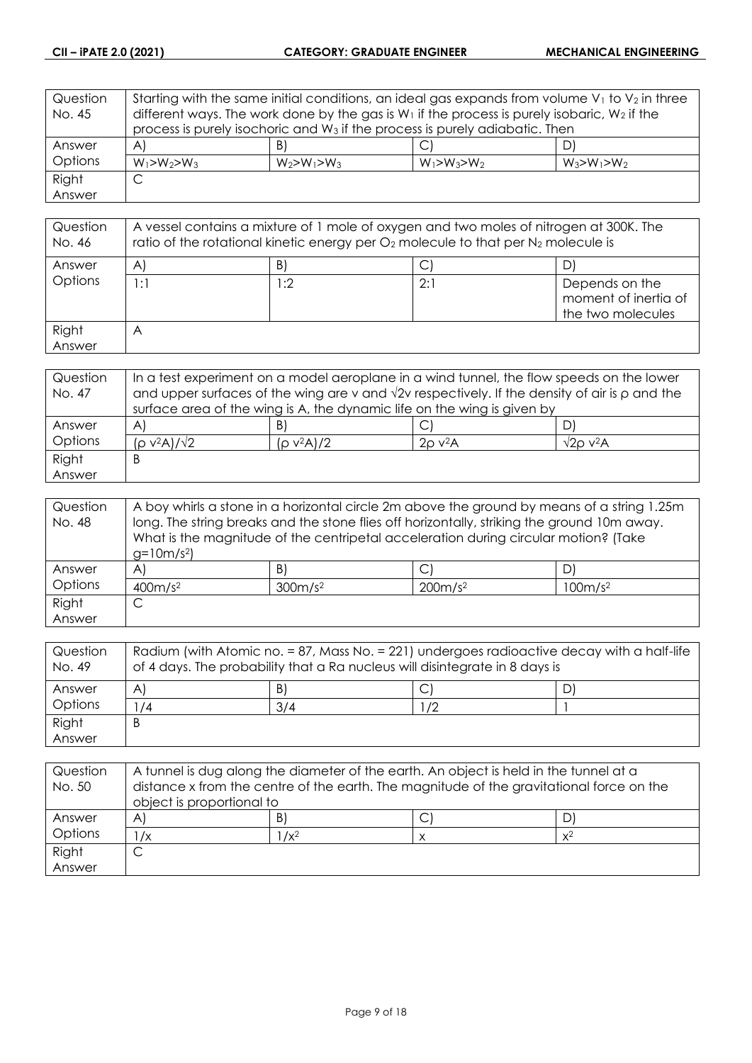| Question No. 45 | Starting with the same initial conditions, an ideal gas expands from volume $V_1$ to $V_2$ in three different ways. The work done by the gas is $W_1$ if the process is purely isobaric, $W_2$ if the process is purely isochoric and $W_3$ if the process is purely adiabatic. Then | | |
|---|---|---|---|---|
| Answer Options | A) | B) | C) | D) |
| | $W_1>W_2>W_3$ | $W_2>W_1>W_3$ | $W_1>W_3>W_2$ | $W_3>W_1>W_2$ |
| Right Answer | C | | | |

| Question No. 46 | A vessel contains a mixture of 1 mole of oxygen and two moles of nitrogen at 300K. The ratio of the rotational kinetic energy per $O_2$ molecule to that per $N_2$ molecule is | | | |
|---|---|---|---|---|
| Answer Options | A) | B) | C) | D) |
| | 1:1 | 1:2 | 2:1 | Depends on the moment of inertia of the two molecules |
| Right Answer | A | | | |

| Question No. 47 | In a test experiment on a model aeroplane in a wind tunnel, the flow speeds on the lower and upper surfaces of the wing are v and $\sqrt{2}$v respectively. If the density of air is ρ and the surface area of the wing is A, the dynamic life on the wing is given by | | | |
|---|---|---|---|---|
| Answer Options | A) | B) | C) | D) |
| | $(\rho v^2 A)/\sqrt{2}$ | $(\rho v^2 A)/2$ | $2\rho v^2 A$ | $\sqrt{2}\rho v^2 A$ |
| Right Answer | B | | | |

| Question No. 48 | A boy whirls a stone in a horizontal circle 2m above the ground by means of a string 1.25m long. The string breaks and the stone flies off horizontally, striking the ground 10m away. What is the magnitude of the centripetal acceleration during circular motion? (Take $g=10m/s^2$) | | | |
|---|---|---|---|---|
| Answer Options | A) | B) | C) | D) |
| | $400m/s^2$ | $300m/s^2$ | $200m/s^2$ | $100m/s^2$ |
| Right Answer | C | | | |

| Question No. 49 | Radium (with Atomic no. = 87, Mass No. = 221) undergoes radioactive decay with a half-life of 4 days. The probability that a Ra nucleus will disintegrate in 8 days is | | | |
|---|---|---|---|---|
| Answer Options | A) | B) | C) | D) |
| | 1/4 | 3/4 | 1/2 | 1 |
| Right Answer | B | | | |

| Question No. 50 | A tunnel is dug along the diameter of the earth. An object is held in the tunnel at a distance x from the centre of the earth. The magnitude of the gravitational force on the object is proportional to | | | |
|---|---|---|---|---|
| Answer Options | A) | B) | C) | D) |
| | $1/x$ | $1/x^2$ | $x$ | $x^2$ |
| Right Answer | C | | | |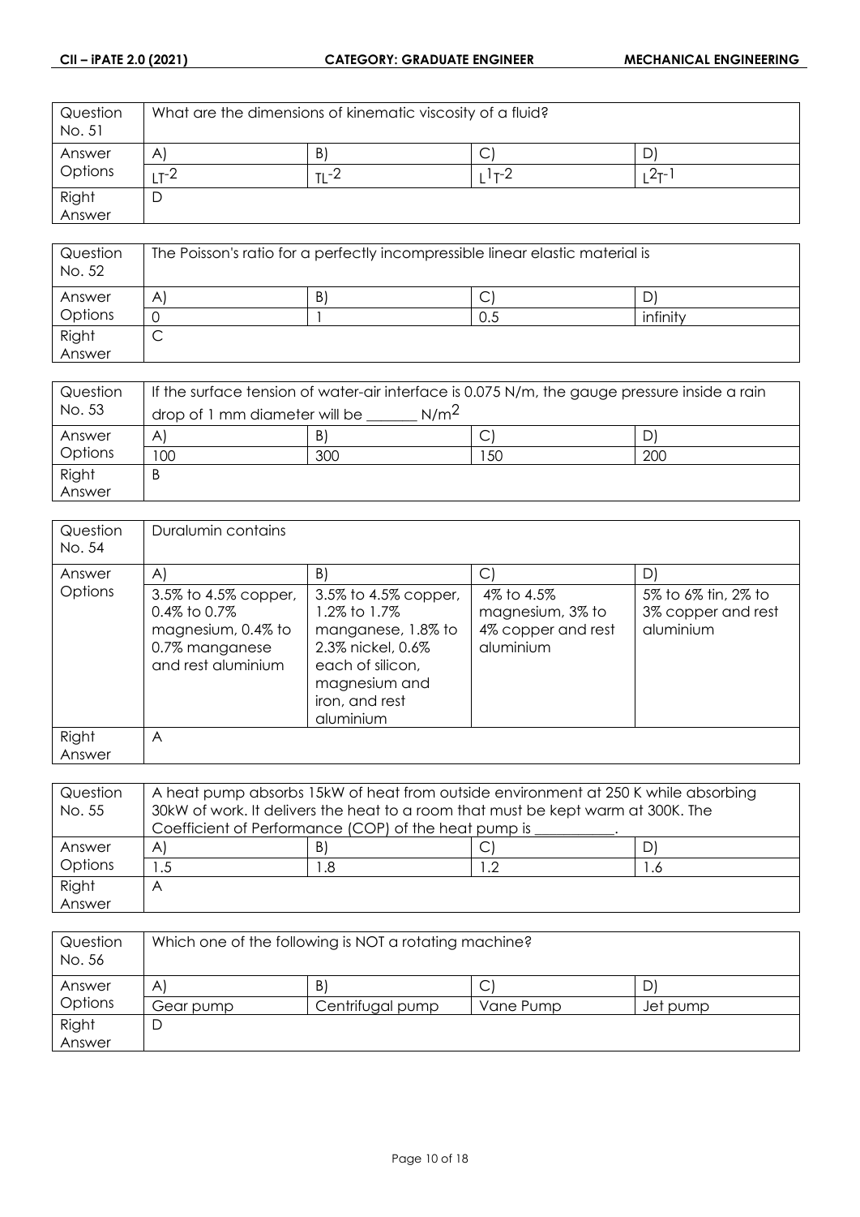| Question No. 51 | What are the dimensions of kinematic viscosity of a fluid? | | | |
|---|---|---|---|---|
| Answer Options | A) | B) | C) | D) |
| | $LT^{-2}$ | $TL^{-2}$ | $L^{1}T^{-2}$ | $L^{2}T^{-1}$ |
| Right Answer | D | | | |

| Question No. 52 | The Poisson's ratio for a perfectly incompressible linear elastic material is | | | |
|---|---|---|---|---|
| Answer Options | A) | B) | C) | D) |
| | 0 | 1 | 0.5 | infinity |
| Right Answer | C | | | |

| Question No. 53 | If the surface tension of water-air interface is 0.075 N/m, the gauge pressure inside a rain drop of 1 mm diameter will be _______ $N/m^2$ | | | |
|---|---|---|---|---|
| Answer Options | A) | B) | C) | D) |
| | 100 | 300 | 150 | 200 |
| Right Answer | B | | | |

| Question No. 54 | Duralumin contains | | | |
|---|---|---|---|---|
| Answer Options | A) | B) | C) | D) |
| | 3.5% to 4.5% copper, 0.4% to 0.7% magnesium, 0.4% to 0.7% manganese and rest aluminium | 3.5% to 4.5% copper, 1.2% to 1.7% manganese, 1.8% to 2.3% nickel, 0.6% each of silicon, magnesium and iron, and rest aluminium | 4% to 4.5% magnesium, 3% to 4% copper and rest aluminium | 5% to 6% tin, 2% to 3% copper and rest aluminium |
| Right Answer | A | | | |

| Question No. 55 | A heat pump absorbs 15kW of heat from outside environment at 250 K while absorbing 30kW of work. It delivers the heat to a room that must be kept warm at 300K. The Coefficient of Performance (COP) of the heat pump is __________. | | | |
|---|---|---|---|---|
| Answer Options | A) | B) | C) | D) |
| | 1.5 | 1.8 | 1.2 | 1.6 |
| Right Answer | A | | | |

| Question No. 56 | Which one of the following is NOT a rotating machine? | | | |
|---|---|---|---|---|
| Answer Options | A) | B) | C) | D) |
| | Gear pump | Centrifugal pump | Vane Pump | Jet pump |
| Right Answer | D | | | |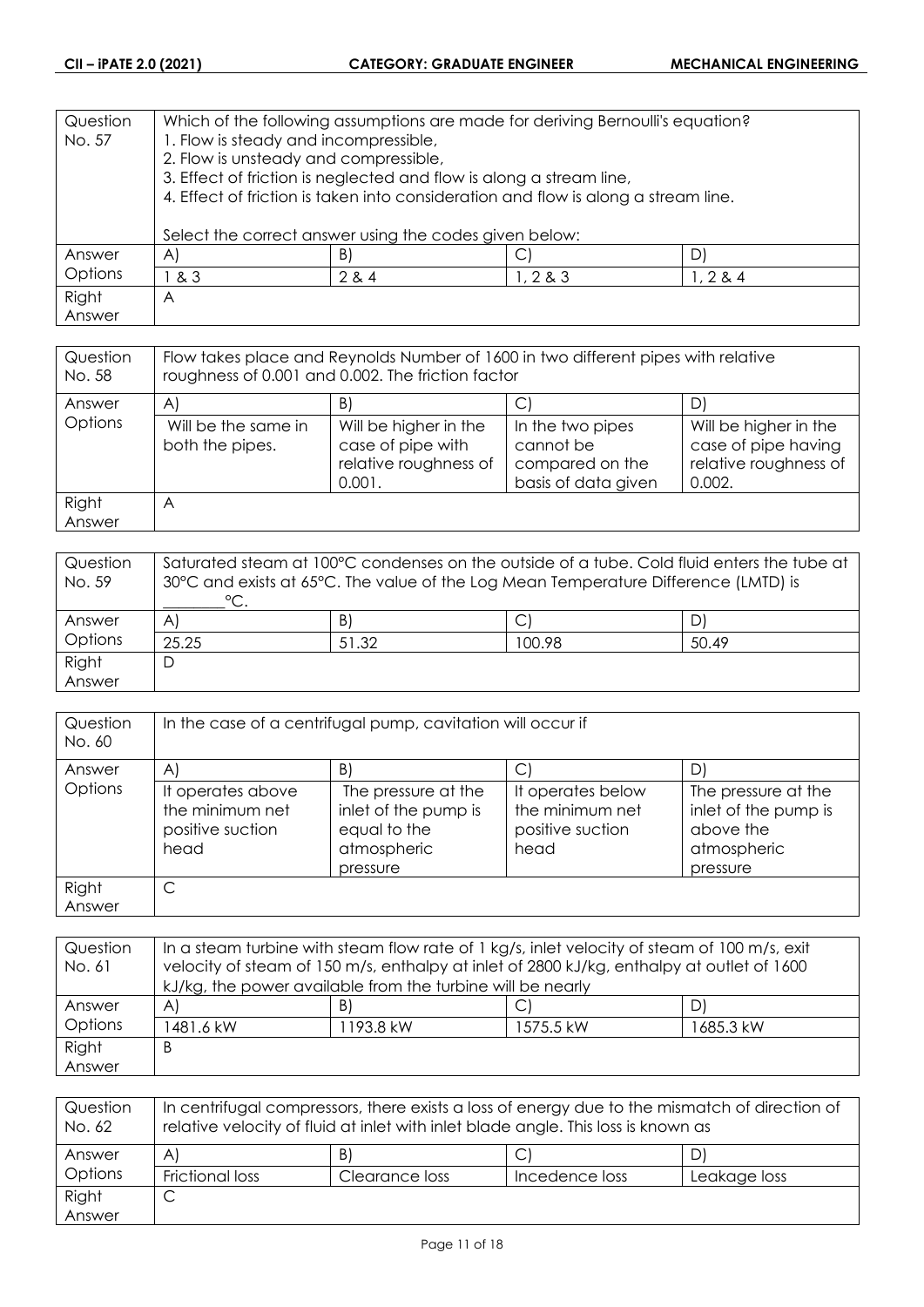| Question No. 57 | Which of the following assumptions are made for deriving Bernoulli's equation?<br>1. Flow is steady and incompressible,<br>2. Flow is unsteady and compressible,<br>3. Effect of friction is neglected and flow is along a stream line,<br>4. Effect of friction is taken into consideration and flow is along a stream line.<br><br>Select the correct answer using the codes given below: | | | |
|---|---|---|---|---|
| Answer Options | A) | B) | C) | D) |
| | 1 & 3 | 2 & 4 | 1, 2 & 3 | 1, 2 & 4 |
| Right Answer | A | | | |

| Question No. 58 | Flow takes place and Reynolds Number of 1600 in two different pipes with relative roughness of 0.001 and 0.002. The friction factor | | | |
|---|---|---|---|---|
| Answer Options | A) | B) | C) | D) |
| | Will be the same in both the pipes. | Will be higher in the case of pipe with relative roughness of 0.001. | In the two pipes cannot be compared on the basis of data given | Will be higher in the case of pipe having relative roughness of 0.002. |
| Right Answer | A | | | |

| Question No. 59 | Saturated steam at 100°C condenses on the outside of a tube. Cold fluid enters the tube at 30°C and exists at 65°C. The value of the Log Mean Temperature Difference (LMTD) is ________°C. | | | |
|---|---|---|---|---|
| Answer Options | A) | B) | C) | D) |
| | 25.25 | 51.32 | 100.98 | 50.49 |
| Right Answer | D | | | |

| Question No. 60 | In the case of a centrifugal pump, cavitation will occur if | | | |
|---|---|---|---|---|
| Answer Options | A) | B) | C) | D) |
| | It operates above the minimum net positive suction head | The pressure at the inlet of the pump is equal to the atmospheric pressure | It operates below the minimum net positive suction head | The pressure at the inlet of the pump is above the atmospheric pressure |
| Right Answer | C | | | |

| Question No. 61 | In a steam turbine with steam flow rate of 1 kg/s, inlet velocity of steam of 100 m/s, exit velocity of steam of 150 m/s, enthalpy at inlet of 2800 kJ/kg, enthalpy at outlet of 1600 kJ/kg, the power available from the turbine will be nearly | | | |
|---|---|---|---|---|
| Answer Options | A) | B) | C) | D) |
| | 1481.6 kW | 1193.8 kW | 1575.5 kW | 1685.3 kW |
| Right Answer | B | | | |

| Question No. 62 | In centrifugal compressors, there exists a loss of energy due to the mismatch of direction of relative velocity of fluid at inlet with inlet blade angle. This loss is known as | | | |
|---|---|---|---|---|
| Answer Options | A) | B) | C) | D) |
| | Frictional loss | Clearance loss | Incedence loss | Leakage loss |
| Right Answer | C | | | |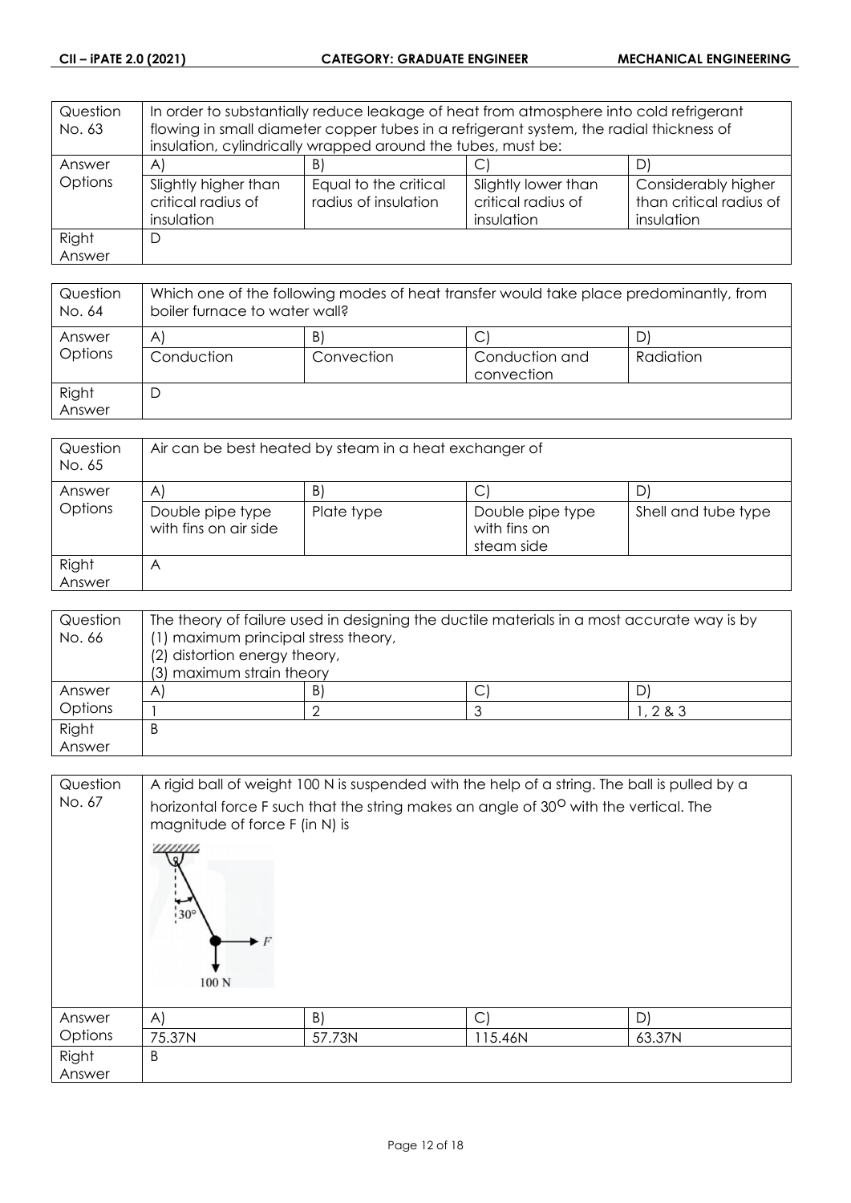| Question No. 63 | In order to substantially reduce leakage of heat from atmosphere into cold refrigerant flowing in small diameter copper tubes in a refrigerant system, the radial thickness of insulation, cylindrically wrapped around the tubes, must be: | | |
|---|---|---|---|
| Answer Options | A) | B) | C) | D) |
| | Slightly higher than critical radius of insulation | Equal to the critical radius of insulation | Slightly lower than critical radius of insulation | Considerably higher than critical radius of insulation |
| Right Answer | D | | | |

| Question No. 64 | Which one of the following modes of heat transfer would take place predominantly, from boiler furnace to water wall? | | | |
|---|---|---|---|---|
| Answer Options | A) | B) | C) | D) |
| | Conduction | Convection | Conduction and convection | Radiation |
| Right Answer | D | | | |

| Question No. 65 | Air can be best heated by steam in a heat exchanger of | | | |
|---|---|---|---|---|
| Answer Options | A) | B) | C) | D) |
| | Double pipe type with fins on air side | Plate type | Double pipe type with fins on steam side | Shell and tube type |
| Right Answer | A | | | |

| Question No. 66 | The theory of failure used in designing the ductile materials in a most accurate way is by (1) maximum principal stress theory, (2) distortion energy theory, (3) maximum strain theory | | | |
|---|---|---|---|---|
| Answer Options | A) | B) | C) | D) |
| | 1 | 2 | 3 | 1, 2 & 3 |
| Right Answer | B | | | |

| Question No. 67 | A rigid ball of weight 100 N is suspended with the help of a string. The ball is pulled by a horizontal force F such that the string makes an angle of $30^{o}$ with the vertical. The magnitude of force F (in N) is | | | |
|---|---|---|---|---|
| Answer Options | A) | B) | C) | D) |
| | 75.37N | 57.73N | 115.46N | 63.37N |
| Right Answer | B | | | |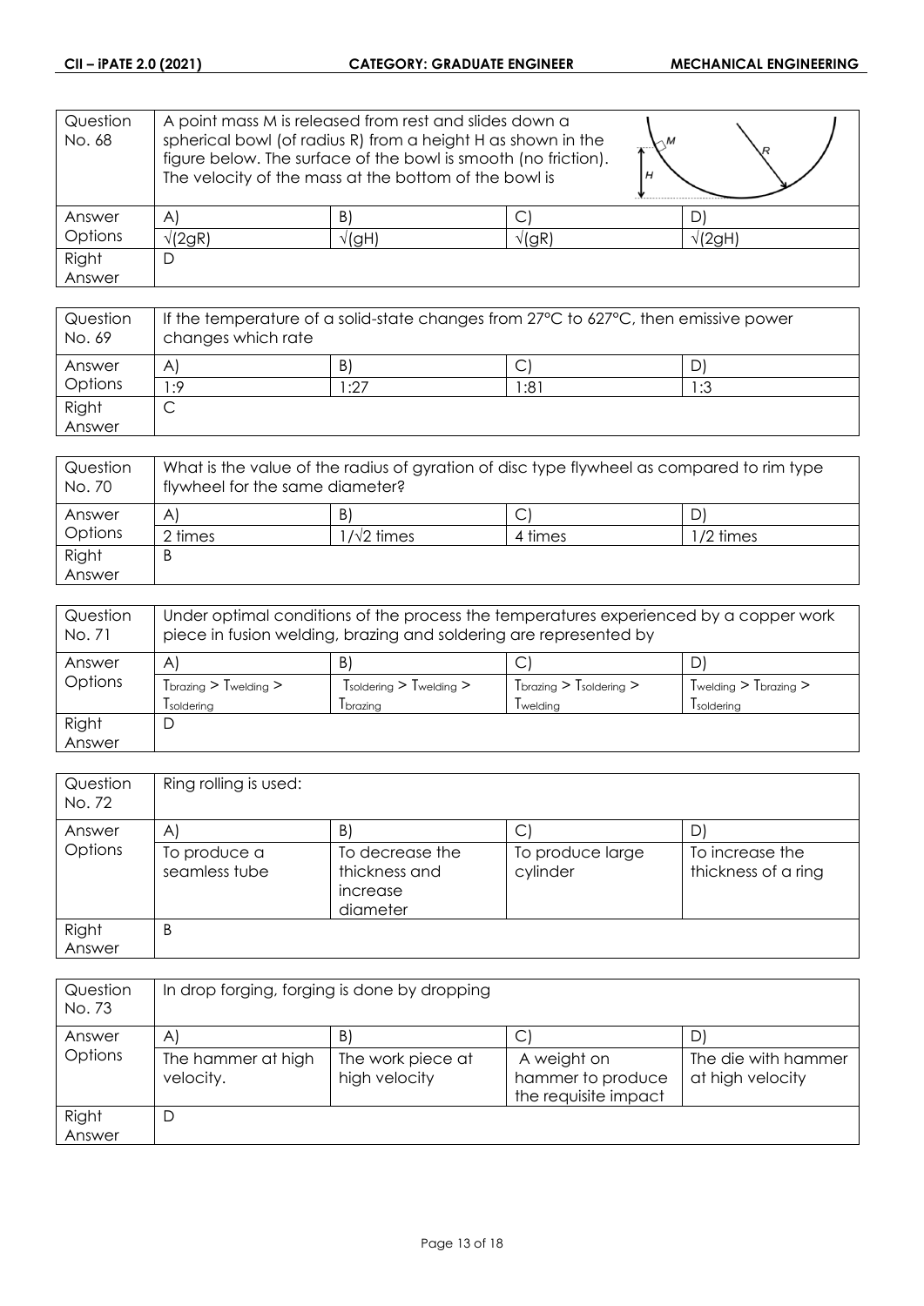| Question No. 68 | A point mass M is released from rest and slides down a spherical bowl (of radius R) from a height H as shown in the figure below. The surface of the bowl is smooth (no friction). The velocity of the mass at the bottom of the bowl is | | |
|---|---|---|---|
| Answer Options | A) | B) | C) | D) |
| | $\sqrt{2gR}$ | $\sqrt{gH}$ | $\sqrt{gR}$ | $\sqrt{2gH}$ |
| Right Answer | D | | | |

| Question No. 69 | If the temperature of a solid-state changes from 27°C to 627°C, then emissive power changes which rate | | | |
|---|---|---|---|---|
| Answer Options | A) | B) | C) | D) |
| | 1:9 | 1:27 | 1:81 | 1:3 |
| Right Answer | C | | | |

| Question No. 70 | What is the value of the radius of gyration of disc type flywheel as compared to rim type flywheel for the same diameter? | | | |
|---|---|---|---|---|
| Answer Options | A) | B) | C) | D) |
| | 2 times | $1/\sqrt{2}$ times | 4 times | 1/2 times |
| Right Answer | B | | | |

| Question No. 71 | Under optimal conditions of the process the temperatures experienced by a copper work piece in fusion welding, brazing and soldering are represented by | | | |
|---|---|---|---|---|
| Answer Options | A) | B) | C) | D) |
| | $T_{brazing} > T_{welding} > T_{soldering}$ | $T_{soldering} > T_{welding} > T_{brazing}$ | $T_{brazing} > T_{soldering} > T_{welding}$ | $T_{welding} > T_{brazing} > T_{soldering}$ |
| Right Answer | D | | | |

| Question No. 72 | Ring rolling is used: | | | |
|---|---|---|---|---|
| Answer Options | A) | B) | C) | D) |
| | To produce a seamless tube | To decrease the thickness and increase diameter | To produce large cylinder | To increase the thickness of a ring |
| Right Answer | B | | | |

| Question No. 73 | In drop forging, forging is done by dropping | | | |
|---|---|---|---|---|
| Answer Options | A) | B) | C) | D) |
| | The hammer at high velocity. | The work piece at high velocity | A weight on hammer to produce the requisite impact | The die with hammer at high velocity |
| Right Answer | D | | | |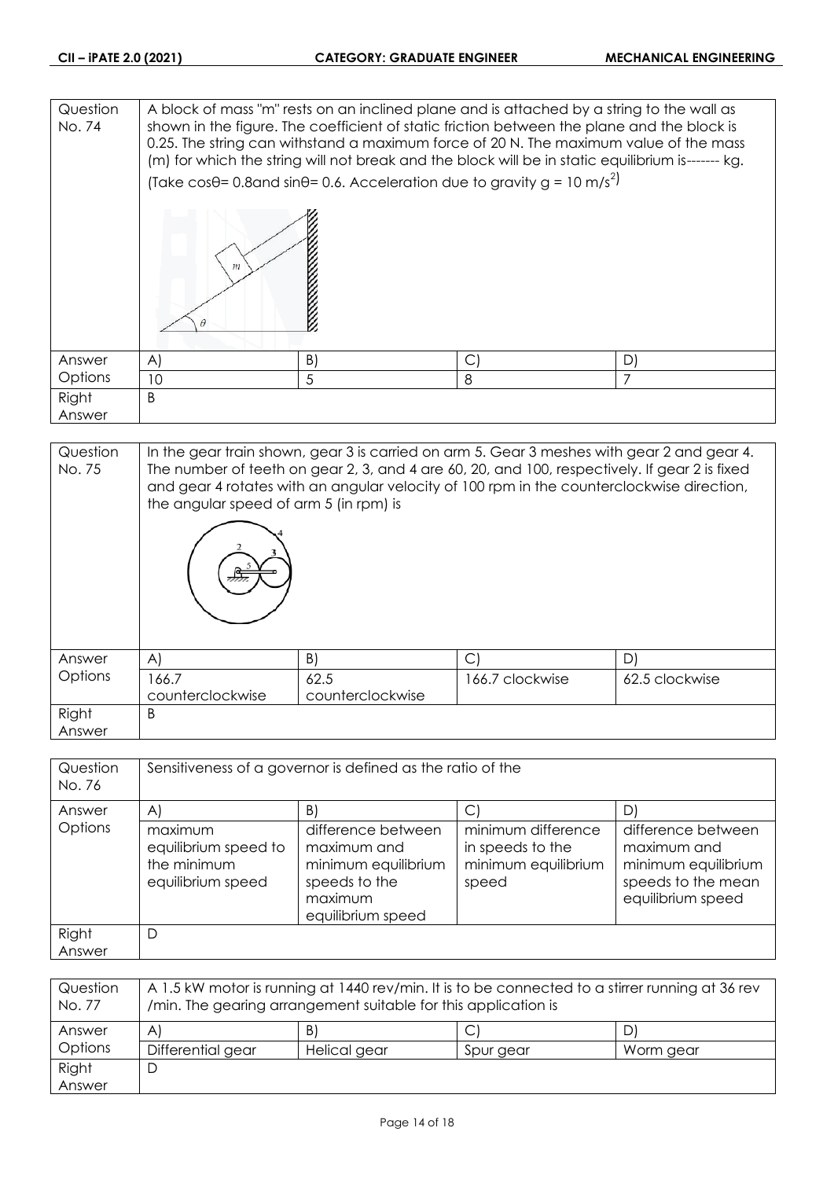| Question No. 74 | A block of mass "m" rests on an inclined plane and is attached by a string to the wall as shown in the figure. The coefficient of static friction between the plane and the block is 0.25. The string can withstand a maximum force of 20 N. The maximum value of the mass (m) for which the string will not break and the block will be in static equilibrium is------- kg. (Take $\cos\theta$= 0.8and $\sin\theta$= 0.6. Acceleration due to gravity g = 10 $m/s^2$) | | |
|---|---|---|---|
| Answer Options | A) 10 | B) 5 | C) 8 | D) 7 |
| Right Answer | B | | | |

| Question No. 75 | In the gear train shown, gear 3 is carried on arm 5. Gear 3 meshes with gear 2 and gear 4. The number of teeth on gear 2, 3, and 4 are 60, 20, and 100, respectively. If gear 2 is fixed and gear 4 rotates with an angular velocity of 100 rpm in the counterclockwise direction, the angular speed of arm 5 (in rpm) is | | | |
|---|---|---|---|---|
| Answer Options | A) 166.7 counterclockwise | B) 62.5 counterclockwise | C) 166.7 clockwise | D) 62.5 clockwise |
| Right Answer | B | | | |

| Question No. 76 | Sensitiveness of a governor is defined as the ratio of the | | | |
|---|---|---|---|---|
| Answer Options | A) maximum equilibrium speed to the minimum equilibrium speed | B) difference between maximum and minimum equilibrium speeds to the maximum equilibrium speed | C) minimum difference in speeds to the minimum equilibrium speed | D) difference between maximum and minimum equilibrium speeds to the mean equilibrium speed |
| Right Answer | D | | | |

| Question No. 77 | A 1.5 kW motor is running at 1440 rev/min. It is to be connected to a stirrer running at 36 rev /min. The gearing arrangement suitable for this application is | | | |
|---|---|---|---|---|
| Answer Options | A) Differential gear | B) Helical gear | C) Spur gear | D) Worm gear |
| Right Answer | D | | | |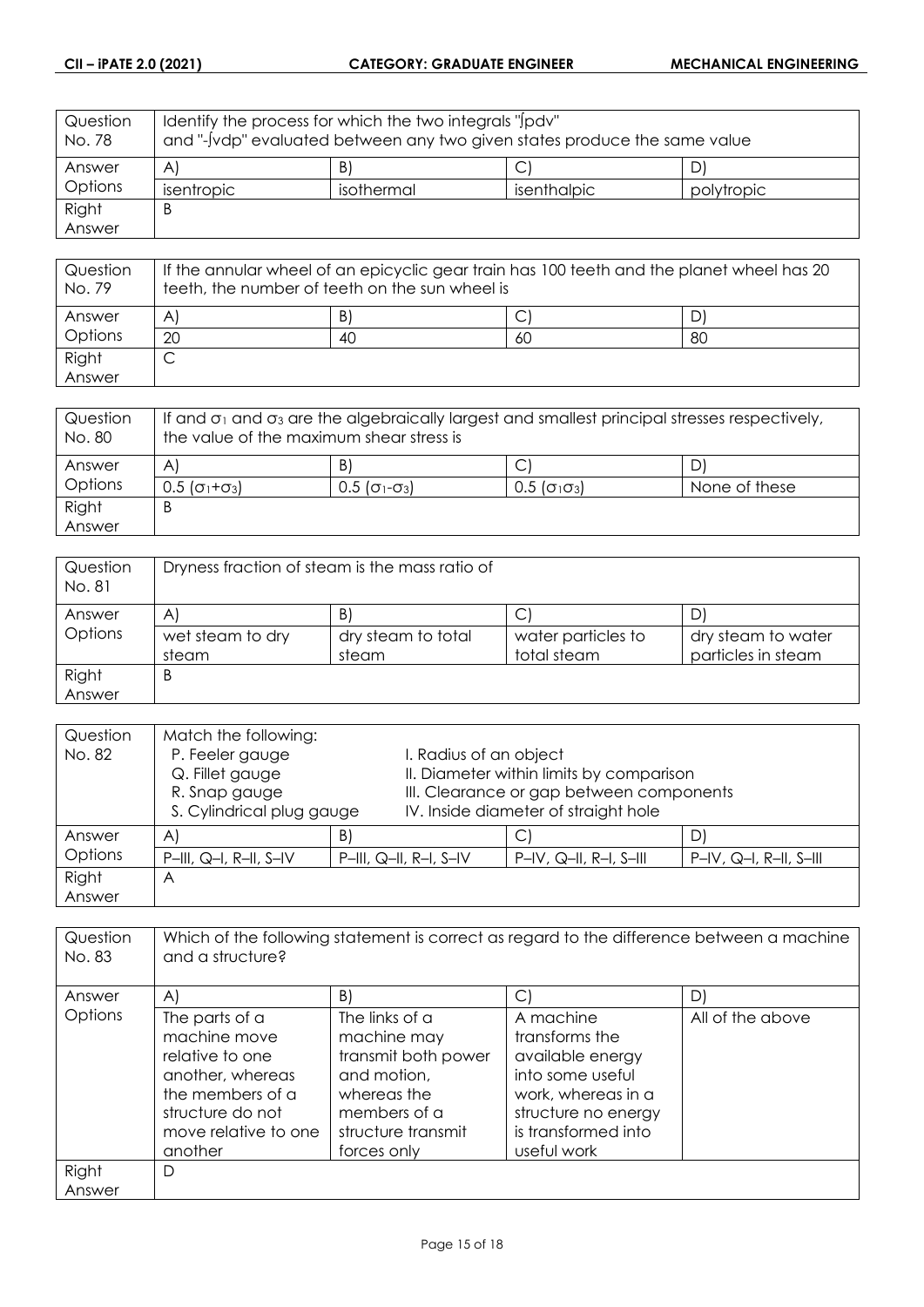| Question No. 78 | Identify the process for which the two integrals "$\int pdv$" and "$-\int vdp$" evaluated between any two given states produce the same value | | | |
|---|---|---|---|---|
| Answer Options | A) | B) | C) | D) |
| | isentropic | isothermal | isenthalpic | polytropic |
| Right Answer | B | | | |

| Question No. 79 | If the annular wheel of an epicyclic gear train has 100 teeth and the planet wheel has 20 teeth, the number of teeth on the sun wheel is | | | |
|---|---|---|---|---|
| Answer Options | A) | B) | C) | D) |
| | 20 | 40 | 60 | 80 |
| Right Answer | C | | | |

| Question No. 80 | If and $\sigma_1$ and $\sigma_3$ are the algebraically largest and smallest principal stresses respectively, the value of the maximum shear stress is | | | |
|---|---|---|---|---|
| Answer Options | A) | B) | C) | D) |
| | $0.5\ (\sigma_1+\sigma_3)$ | $0.5\ (\sigma_1-\sigma_3)$ | $0.5\ (\sigma_1\sigma_3)$ | None of these |
| Right Answer | B | | | |

| Question No. 81 | Dryness fraction of steam is the mass ratio of | | | |
|---|---|---|---|---|
| Answer Options | A) | B) | C) | D) |
| | wet steam to dry steam | dry steam to total steam | water particles to total steam | dry steam to water particles in steam |
| Right Answer | B | | | |

| Question No. 82 | Match the following:<br>P. Feeler gauge — I. Radius of an object<br>Q. Fillet gauge — II. Diameter within limits by comparison<br>R. Snap gauge — III. Clearance or gap between components<br>S. Cylindrical plug gauge — IV. Inside diameter of straight hole | | | |
|---|---|---|---|---|
| Answer Options | A) | B) | C) | D) |
| | P–III, Q–I, R–II, S–IV | P–III, Q–II, R–I, S–IV | P–IV, Q–II, R–I, S–III | P–IV, Q–I, R–II, S–III |
| Right Answer | A | | | |

| Question No. 83 | Which of the following statement is correct as regard to the difference between a machine and a structure? | | | |
|---|---|---|---|---|
| Answer Options | A) | B) | C) | D) |
| | The parts of a machine move relative to one another, whereas the members of a structure do not move relative to one another | The links of a machine may transmit both power and motion, whereas the members of a structure transmit forces only | A machine transforms the available energy into some useful work, whereas in a structure no energy is transformed into useful work | All of the above |
| Right Answer | D | | | |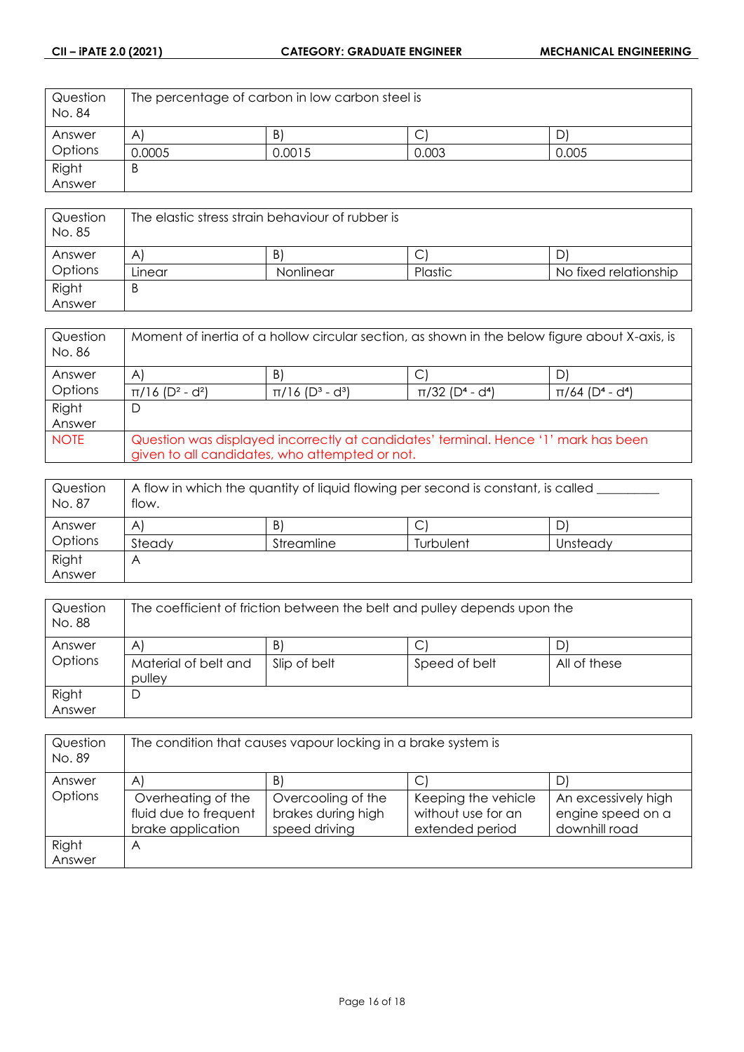| Question No. 84 | The percentage of carbon in low carbon steel is | | | |
|---|---|---|---|---|
| Answer Options | A) | B) | C) | D) |
| | 0.0005 | 0.0015 | 0.003 | 0.005 |
| Right Answer | B | | | |

| Question No. 85 | The elastic stress strain behaviour of rubber is | | | |
|---|---|---|---|---|
| Answer Options | A) | B) | C) | D) |
| | Linear | Nonlinear | Plastic | No fixed relationship |
| Right Answer | B | | | |

| Question No. 86 | Moment of inertia of a hollow circular section, as shown in the below figure about X-axis, is | | | |
|---|---|---|---|---|
| Answer Options | A) | B) | C) | D) |
| | $\pi/16\ (D^2 - d^2)$ | $\pi/16\ (D^3 - d^3)$ | $\pi/32\ (D^4 - d^4)$ | $\pi/64\ (D^4 - d^4)$ |
| Right Answer | D | | | |
| NOTE | Question was displayed incorrectly at candidates' terminal. Hence '1' mark has been given to all candidates, who attempted or not. | | | |

| Question No. 87 | A flow in which the quantity of liquid flowing per second is constant, is called _________ flow. | | | |
|---|---|---|---|---|
| Answer Options | A) | B) | C) | D) |
| | Steady | Streamline | Turbulent | Unsteady |
| Right Answer | A | | | |

| Question No. 88 | The coefficient of friction between the belt and pulley depends upon the | | | |
|---|---|---|---|---|
| Answer Options | A) | B) | C) | D) |
| | Material of belt and pulley | Slip of belt | Speed of belt | All of these |
| Right Answer | D | | | |

| Question No. 89 | The condition that causes vapour locking in a brake system is | | | |
|---|---|---|---|---|
| Answer Options | A) | B) | C) | D) |
| | Overheating of the fluid due to frequent brake application | Overcooling of the brakes during high speed driving | Keeping the vehicle without use for an extended period | An excessively high engine speed on a downhill road |
| Right Answer | A | | | |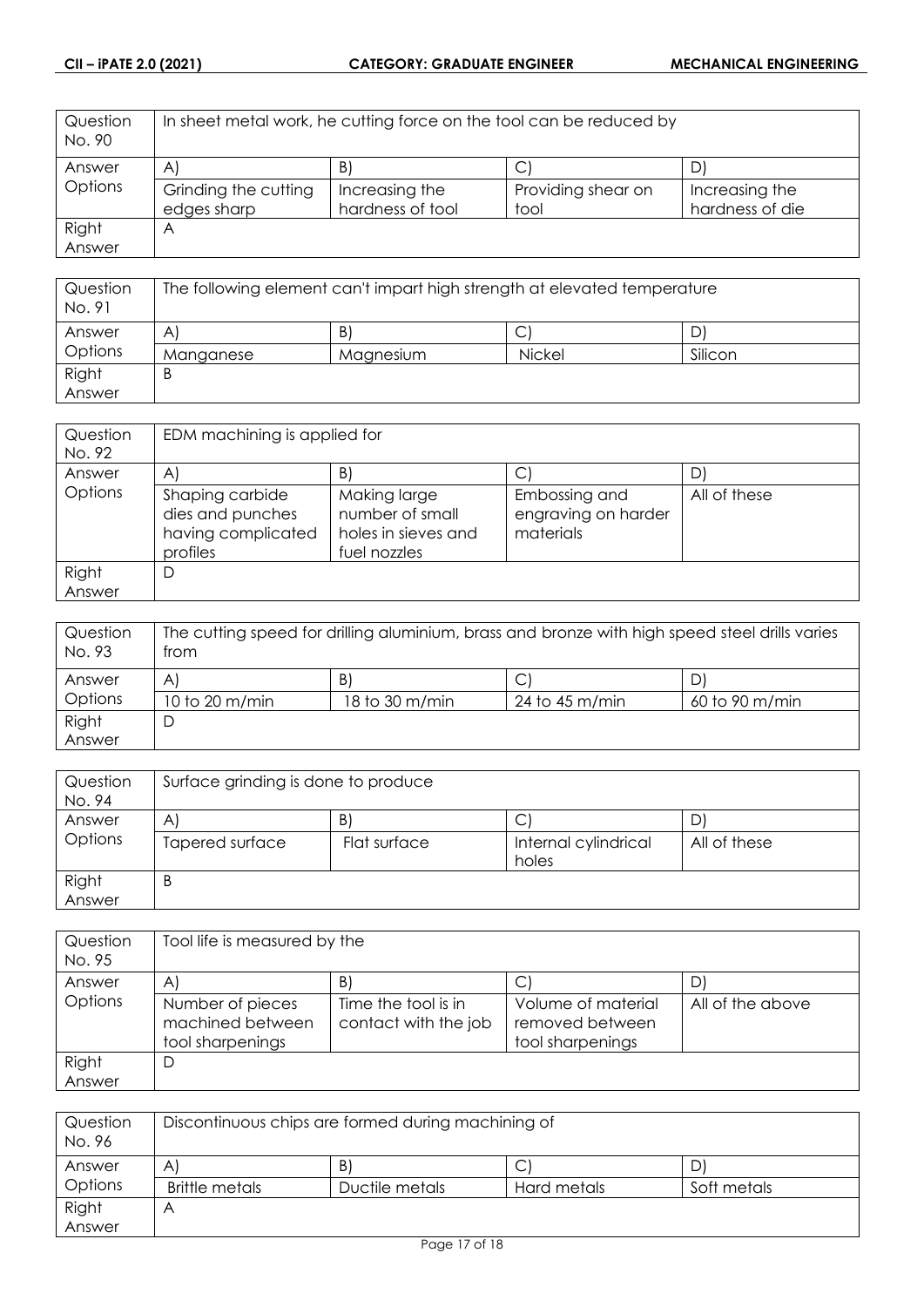| Question No. 90 | In sheet metal work, he cutting force on the tool can be reduced by | | | |
|---|---|---|---|---|
| Answer Options | A) | B) | C) | D) |
| | Grinding the cutting edges sharp | Increasing the hardness of tool | Providing shear on tool | Increasing the hardness of die |
| Right Answer | A | | | |

| Question No. 91 | The following element can't impart high strength at elevated temperature | | | |
|---|---|---|---|---|
| Answer Options | A) | B) | C) | D) |
| | Manganese | Magnesium | Nickel | Silicon |
| Right Answer | B | | | |

| Question No. 92 | EDM machining is applied for | | | |
|---|---|---|---|---|
| Answer Options | A) | B) | C) | D) |
| | Shaping carbide dies and punches having complicated profiles | Making large number of small holes in sieves and fuel nozzles | Embossing and engraving on harder materials | All of these |
| Right Answer | D | | | |

| Question No. 93 | The cutting speed for drilling aluminium, brass and bronze with high speed steel drills varies from | | | |
|---|---|---|---|---|
| Answer Options | A) | B) | C) | D) |
| | 10 to 20 m/min | 18 to 30 m/min | 24 to 45 m/min | 60 to 90 m/min |
| Right Answer | D | | | |

| Question No. 94 | Surface grinding is done to produce | | | |
|---|---|---|---|---|
| Answer Options | A) | B) | C) | D) |
| | Tapered surface | Flat surface | Internal cylindrical holes | All of these |
| Right Answer | B | | | |

| Question No. 95 | Tool life is measured by the | | | |
|---|---|---|---|---|
| Answer Options | A) | B) | C) | D) |
| | Number of pieces machined between tool sharpenings | Time the tool is in contact with the job | Volume of material removed between tool sharpenings | All of the above |
| Right Answer | D | | | |

| Question No. 96 | Discontinuous chips are formed during machining of | | | |
|---|---|---|---|---|
| Answer Options | A) | B) | C) | D) |
| | Brittle metals | Ductile metals | Hard metals | Soft metals |
| Right Answer | A | | | |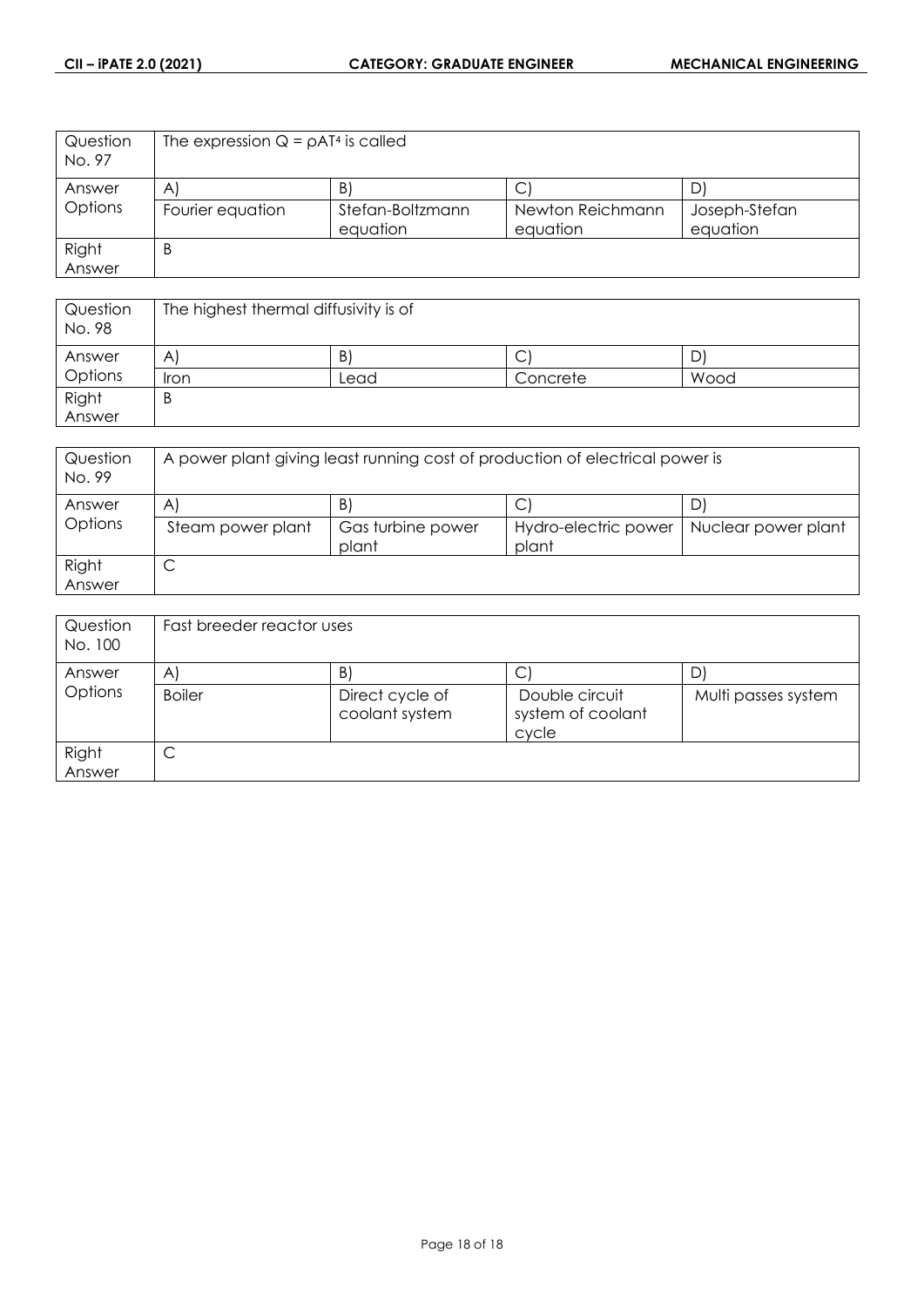| | | | | |
|---|---|---|---|---|
| Question No. 97 | The expression $Q = \rho A T^4$ is called | | | |
| Answer Options | A) | B) | C) | D) |
| | Fourier equation | Stefan-Boltzmann equation | Newton Reichmann equation | Joseph-Stefan equation |
| Right Answer | B | | | |

| | | | | |
|---|---|---|---|---|
| Question No. 98 | The highest thermal diffusivity is of | | | |
| Answer Options | A) | B) | C) | D) |
| | Iron | Lead | Concrete | Wood |
| Right Answer | B | | | |

| | | | | |
|---|---|---|---|---|
| Question No. 99 | A power plant giving least running cost of production of electrical power is | | | |
| Answer Options | A) | B) | C) | D) |
| | Steam power plant | Gas turbine power plant | Hydro-electric power plant | Nuclear power plant |
| Right Answer | C | | | |

| | | | | |
|---|---|---|---|---|
| Question No. 100 | Fast breeder reactor uses | | | |
| Answer Options | A) | B) | C) | D) |
| | Boiler | Direct cycle of coolant system | Double circuit system of coolant cycle | Multi passes system |
| Right Answer | C | | | |